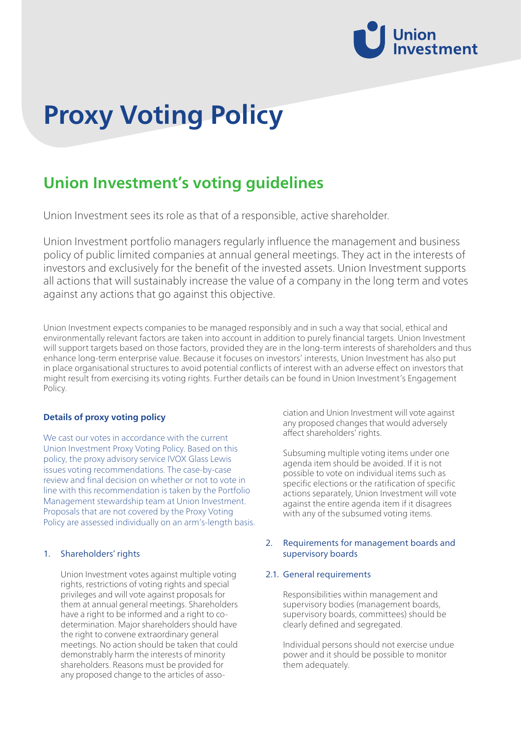# Proxy Voting Policy

## Union Investment's voting guidelines

Union Investment sees its role as that of a responsible, active shareholder.

Union Investment portfolio managers regularly influence the management and business policy of public limited companies at annual general meetings. They act in the interests of investors and exclusively for the benefit of the invested assets. Union Investment supports all actions that will sustainably increase the value of a company in the long term and votes against any actions that go against this objective.

Union Investment expects companies to be managed responsibly and in such a way that social, ethical and environmentally relevant factors are taken into account in addition to purely financial targets. Union Investment will support targets based on those factors, provided they are in the long-term interests of shareholders and thus enhance long-term enterprise value. Because it focuses on investors' interests, Union Investment has also put in place organisational structures to avoid potential conflicts of interest with an adverse effect on investors that might result from exercising its voting rights. Further details can be found in Union Investment's Engagement Policy.

### Details of proxy voting policy

We cast our votes in accordance with the current Union Investment Proxy Voting Policy. Based on this policy, the proxy advisory service IVOX Glass Lewis issues voting recommendations. The case-by-case review and final decision on whether or not to vote in line with this recommendation is taken by the Portfolio Management stewardship team at Union Investment. Proposals that are not covered by the Proxy Voting Policy are assessed individually on an arm's-length basis.

### 1. Shareholders' rights

Union Investment votes against multiple voting rights, restrictions of voting rights and special privileges and will vote against proposals for them at annual general meetings. Shareholders have a right to be informed and a right to co-determination. Major shareholders should have the right to convene extraordinary general meetings. No action should be taken that could demonstrably harm the interests of minority shareholders. Reasons must be provided for any proposed change to the articles of association and Union Investment will vote against any proposed changes that would adversely affect shareholders' rights.

Subsuming multiple voting items under one agenda item should be avoided. If it is not possible to vote on individual items such as specific elections or the ratification of specific actions separately, Union Investment will vote against the entire agenda item if it disagrees with any of the subsumed voting items.

### 2. Requirements for management boards and supervisory boards

#### 2.1. General requirements

Responsibilities within management and supervisory bodies (management boards, supervisory boards, committees) should be clearly defined and segregated.

Individual persons should not exercise undue power and it should be possible to monitor them adequately.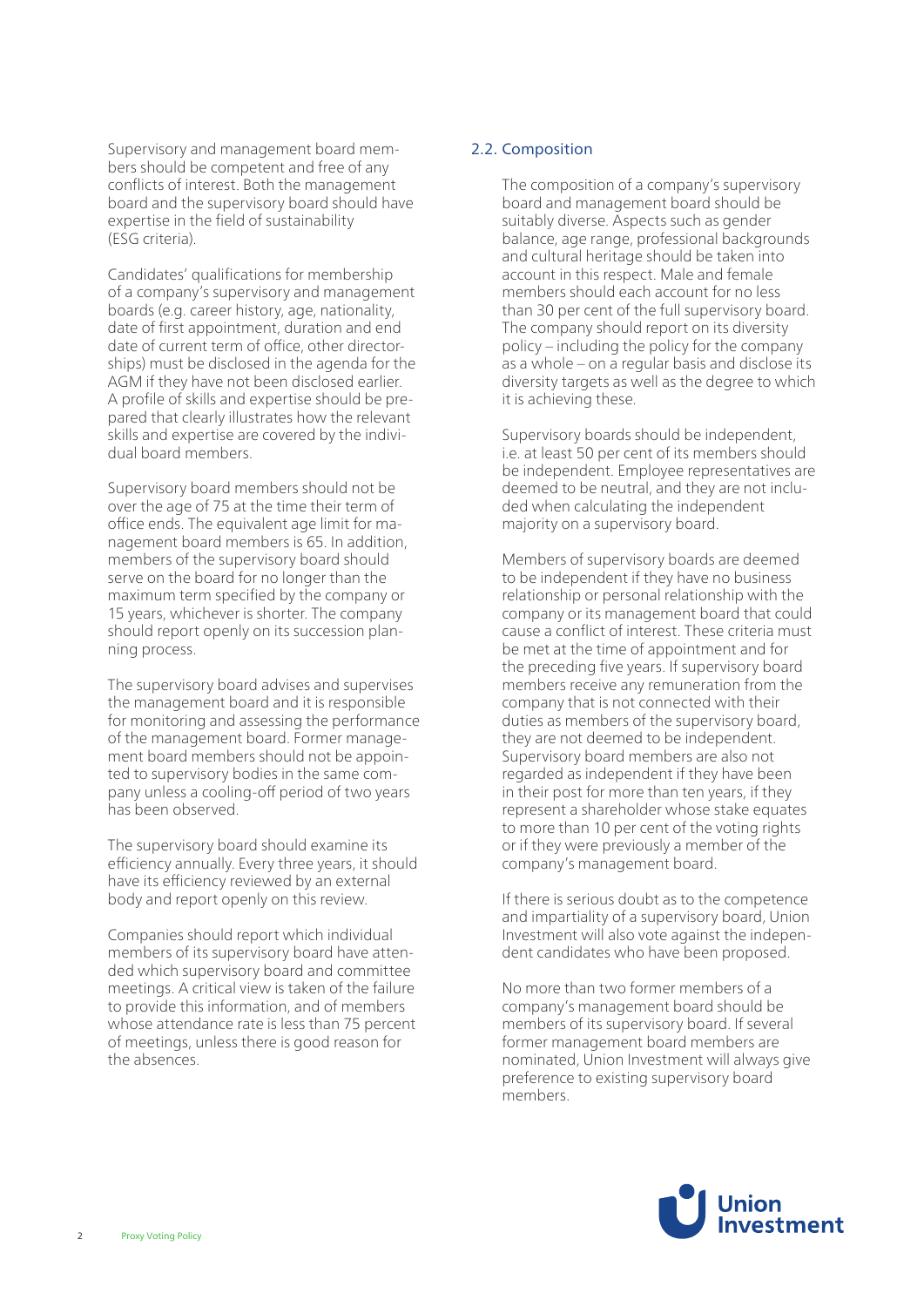Supervisory and management board members should be competent and free of any conflicts of interest. Both the management board and the supervisory board should have expertise in the field of sustainability (ESG criteria).

Candidates' qualifications for membership of a company's supervisory and management boards (e.g. career history, age, nationality, date of first appointment, duration and end date of current term of office, other directorships) must be disclosed in the agenda for the AGM if they have not been disclosed earlier. A profile of skills and expertise should be prepared that clearly illustrates how the relevant skills and expertise are covered by the individual board members.

Supervisory board members should not be over the age of 75 at the time their term of office ends. The equivalent age limit for management board members is 65. In addition, members of the supervisory board should serve on the board for no longer than the maximum term specified by the company or 15 years, whichever is shorter. The company should report openly on its succession planning process.

The supervisory board advises and supervises the management board and it is responsible for monitoring and assessing the performance of the management board. Former management board members should not be appointed to supervisory bodies in the same company unless a cooling-off period of two years has been observed.

The supervisory board should examine its efficiency annually. Every three years, it should have its efficiency reviewed by an external body and report openly on this review.

Companies should report which individual members of its supervisory board have attended which supervisory board and committee meetings. A critical view is taken of the failure to provide this information, and of members whose attendance rate is less than 75 percent of meetings, unless there is good reason for the absences.

## 2.2. Composition

The composition of a company's supervisory board and management board should be suitably diverse. Aspects such as gender balance, age range, professional backgrounds and cultural heritage should be taken into account in this respect. Male and female members should each account for no less than 30 per cent of the full supervisory board. The company should report on its diversity policy – including the policy for the company as a whole – on a regular basis and disclose its diversity targets as well as the degree to which it is achieving these.

Supervisory boards should be independent, i.e. at least 50 per cent of its members should be independent. Employee representatives are deemed to be neutral, and they are not included when calculating the independent majority on a supervisory board.

Members of supervisory boards are deemed to be independent if they have no business relationship or personal relationship with the company or its management board that could cause a conflict of interest. These criteria must be met at the time of appointment and for the preceding five years. If supervisory board members receive any remuneration from the company that is not connected with their duties as members of the supervisory board, they are not deemed to be independent. Supervisory board members are also not regarded as independent if they have been in their post for more than ten years, if they represent a shareholder whose stake equates to more than 10 per cent of the voting rights or if they were previously a member of the company's management board.

If there is serious doubt as to the competence and impartiality of a supervisory board, Union Investment will also vote against the independent candidates who have been proposed.

No more than two former members of a company's management board should be members of its supervisory board. If several former management board members are nominated, Union Investment will always give preference to existing supervisory board members.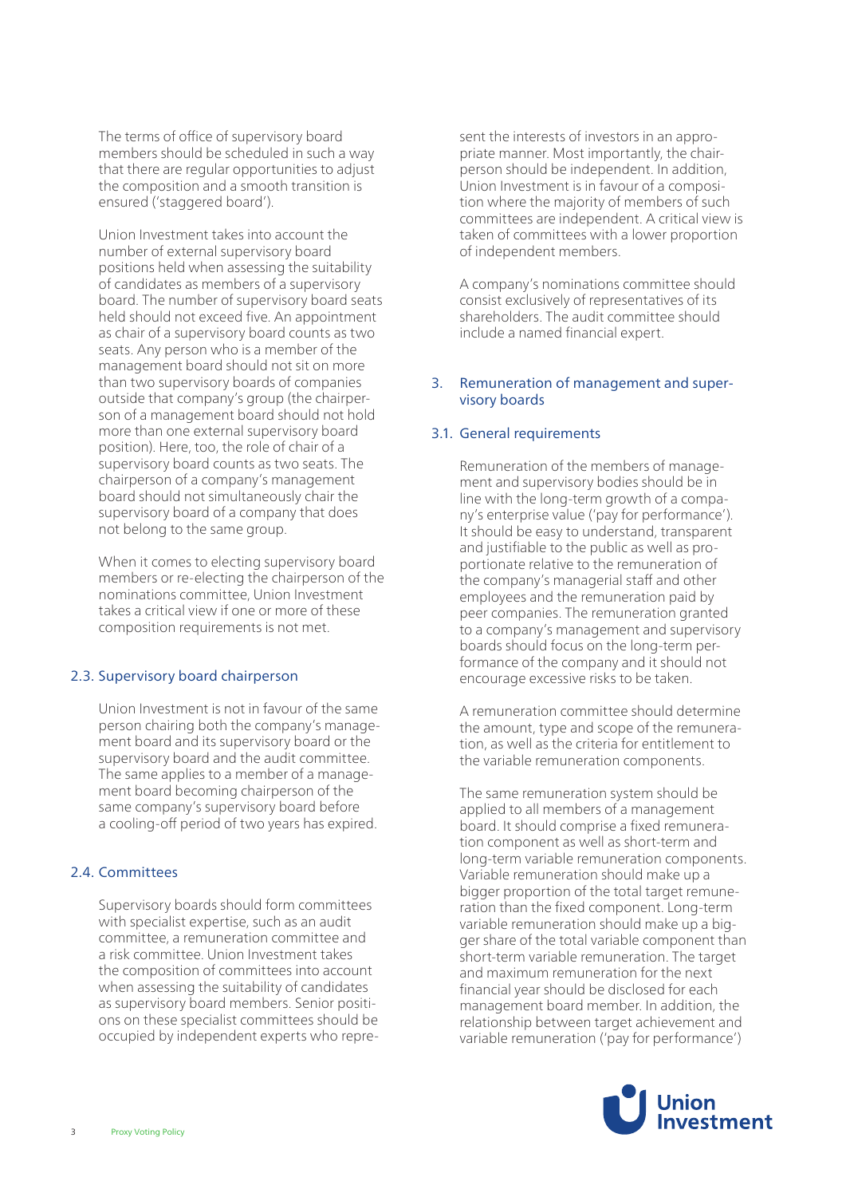The terms of office of supervisory board members should be scheduled in such a way that there are regular opportunities to adjust the composition and a smooth transition is ensured ('staggered board').

Union Investment takes into account the number of external supervisory board positions held when assessing the suitability of candidates as members of a supervisory board. The number of supervisory board seats held should not exceed five. An appointment as chair of a supervisory board counts as two seats. Any person who is a member of the management board should not sit on more than two supervisory boards of companies outside that company's group (the chairperson of a management board should not hold more than one external supervisory board position). Here, too, the role of chair of a supervisory board counts as two seats. The chairperson of a company's management board should not simultaneously chair the supervisory board of a company that does not belong to the same group.

When it comes to electing supervisory board members or re-electing the chairperson of the nominations committee, Union Investment takes a critical view if one or more of these composition requirements is not met.

### 2.3. Supervisory board chairperson

Union Investment is not in favour of the same person chairing both the company's management board and its supervisory board or the supervisory board and the audit committee. The same applies to a member of a management board becoming chairperson of the same company's supervisory board before a cooling-off period of two years has expired.

### 2.4. Committees

Supervisory boards should form committees with specialist expertise, such as an audit committee, a remuneration committee and a risk committee. Union Investment takes the composition of committees into account when assessing the suitability of candidates as supervisory board members. Senior positions on these specialist committees should be occupied by independent experts who represent the interests of investors in an appropriate manner. Most importantly, the chairperson should be independent. In addition, Union Investment is in favour of a composition where the majority of members of such committees are independent. A critical view is taken of committees with a lower proportion of independent members.

A company's nominations committee should consist exclusively of representatives of its shareholders. The audit committee should include a named financial expert.

## 3. Remuneration of management and supervisory boards

### 3.1. General requirements

Remuneration of the members of management and supervisory bodies should be in line with the long-term growth of a company's enterprise value ('pay for performance'). It should be easy to understand, transparent and justifiable to the public as well as proportionate relative to the remuneration of the company's managerial staff and other employees and the remuneration paid by peer companies. The remuneration granted to a company's management and supervisory boards should focus on the long-term performance of the company and it should not encourage excessive risks to be taken.

A remuneration committee should determine the amount, type and scope of the remuneration, as well as the criteria for entitlement to the variable remuneration components.

The same remuneration system should be applied to all members of a management board. It should comprise a fixed remuneration component as well as short-term and long-term variable remuneration components. Variable remuneration should make up a bigger proportion of the total target remuneration than the fixed component. Long-term variable remuneration should make up a bigger share of the total variable component than short-term variable remuneration. The target and maximum remuneration for the next financial year should be disclosed for each management board member. In addition, the relationship between target achievement and variable remuneration ('pay for performance')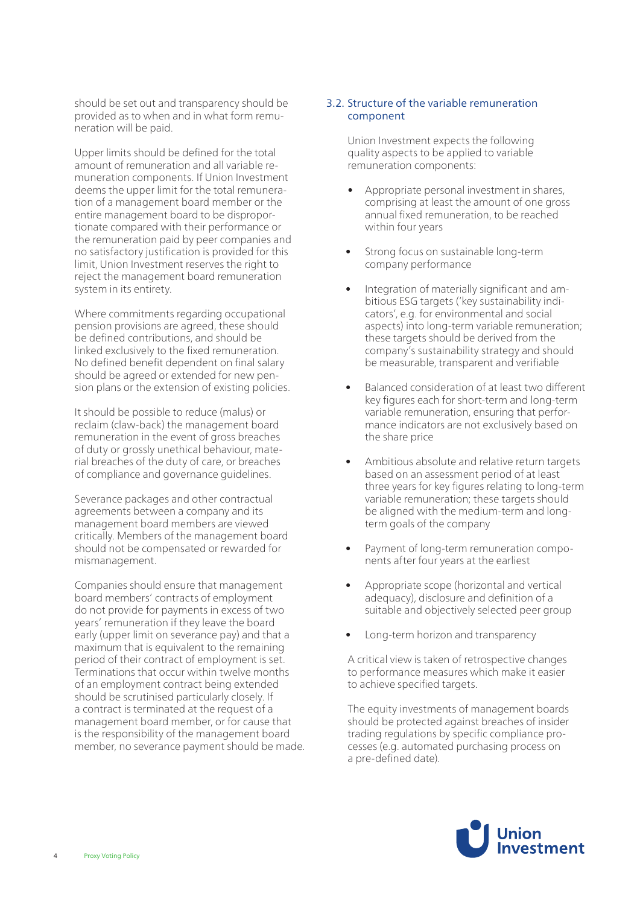should be set out and transparency should be provided as to when and in what form remuneration will be paid.

Upper limits should be defined for the total amount of remuneration and all variable remuneration components. If Union Investment deems the upper limit for the total remuneration of a management board member or the entire management board to be disproportionate compared with their performance or the remuneration paid by peer companies and no satisfactory justification is provided for this limit, Union Investment reserves the right to reject the management board remuneration system in its entirety.

Where commitments regarding occupational pension provisions are agreed, these should be defined contributions, and should be linked exclusively to the fixed remuneration. No defined benefit dependent on final salary should be agreed or extended for new pension plans or the extension of existing policies.

It should be possible to reduce (malus) or reclaim (claw-back) the management board remuneration in the event of gross breaches of duty or grossly unethical behaviour, material breaches of the duty of care, or breaches of compliance and governance guidelines.

Severance packages and other contractual agreements between a company and its management board members are viewed critically. Members of the management board should not be compensated or rewarded for mismanagement.

Companies should ensure that management board members' contracts of employment do not provide for payments in excess of two years' remuneration if they leave the board early (upper limit on severance pay) and that a maximum that is equivalent to the remaining period of their contract of employment is set. Terminations that occur within twelve months of an employment contract being extended should be scrutinised particularly closely. If a contract is terminated at the request of a management board member, or for cause that is the responsibility of the management board member, no severance payment should be made.

### 3.2. Structure of the variable remuneration component

Union Investment expects the following quality aspects to be applied to variable remuneration components:

- Appropriate personal investment in shares, comprising at least the amount of one gross annual fixed remuneration, to be reached within four years
- Strong focus on sustainable long-term company performance
- Integration of materially significant and ambitious ESG targets ('key sustainability indicators', e.g. for environmental and social aspects) into long-term variable remuneration; these targets should be derived from the company's sustainability strategy and should be measurable, transparent and verifiable
- Balanced consideration of at least two different key figures each for short-term and long-term variable remuneration, ensuring that performance indicators are not exclusively based on the share price
- Ambitious absolute and relative return targets based on an assessment period of at least three years for key figures relating to long-term variable remuneration; these targets should be aligned with the medium-term and long-term goals of the company
- Payment of long-term remuneration components after four years at the earliest
- Appropriate scope (horizontal and vertical adequacy), disclosure and definition of a suitable and objectively selected peer group
- Long-term horizon and transparency

A critical view is taken of retrospective changes to performance measures which make it easier to achieve specified targets.

The equity investments of management boards should be protected against breaches of insider trading regulations by specific compliance processes (e.g. automated purchasing process on a pre-defined date).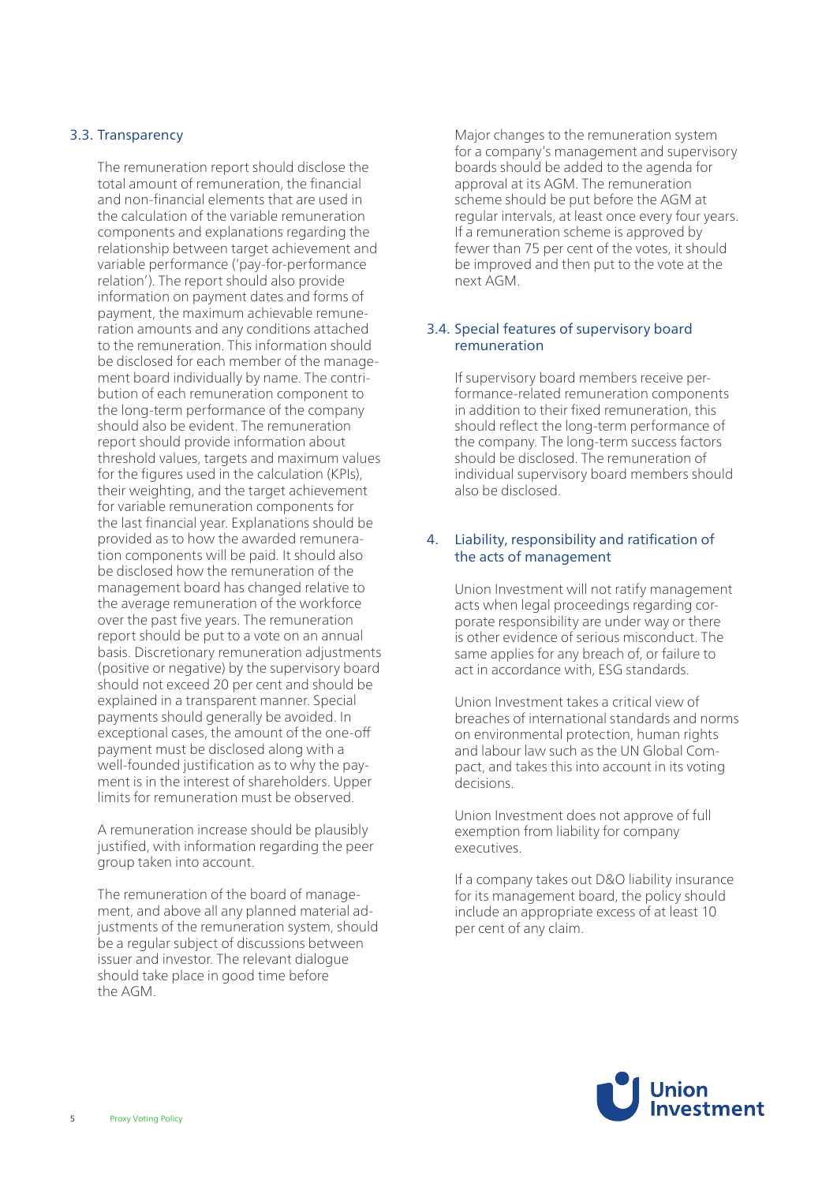### 3.3. Transparency

The remuneration report should disclose the total amount of remuneration, the financial and non-financial elements that are used in the calculation of the variable remuneration components and explanations regarding the relationship between target achievement and variable performance ('pay-for-performance relation'). The report should also provide information on payment dates and forms of payment, the maximum achievable remuneration amounts and any conditions attached to the remuneration. This information should be disclosed for each member of the management board individually by name. The contribution of each remuneration component to the long-term performance of the company should also be evident. The remuneration report should provide information about threshold values, targets and maximum values for the figures used in the calculation (KPIs), their weighting, and the target achievement for variable remuneration components for the last financial year. Explanations should be provided as to how the awarded remuneration components will be paid. It should also be disclosed how the remuneration of the management board has changed relative to the average remuneration of the workforce over the past five years. The remuneration report should be put to a vote on an annual basis. Discretionary remuneration adjustments (positive or negative) by the supervisory board should not exceed 20 per cent and should be explained in a transparent manner. Special payments should generally be avoided. In exceptional cases, the amount of the one-off payment must be disclosed along with a well-founded justification as to why the payment is in the interest of shareholders. Upper limits for remuneration must be observed.

A remuneration increase should be plausibly justified, with information regarding the peer group taken into account.

The remuneration of the board of management, and above all any planned material adjustments of the remuneration system, should be a regular subject of discussions between issuer and investor. The relevant dialogue should take place in good time before the AGM.

Major changes to the remuneration system for a company's management and supervisory boards should be added to the agenda for approval at its AGM. The remuneration scheme should be put before the AGM at regular intervals, at least once every four years. If a remuneration scheme is approved by fewer than 75 per cent of the votes, it should be improved and then put to the vote at the next AGM.

### 3.4. Special features of supervisory board remuneration

If supervisory board members receive performance-related remuneration components in addition to their fixed remuneration, this should reflect the long-term performance of the company. The long-term success factors should be disclosed. The remuneration of individual supervisory board members should also be disclosed.

## 4. Liability, responsibility and ratification of the acts of management

Union Investment will not ratify management acts when legal proceedings regarding corporate responsibility are under way or there is other evidence of serious misconduct. The same applies for any breach of, or failure to act in accordance with, ESG standards.

Union Investment takes a critical view of breaches of international standards and norms on environmental protection, human rights and labour law such as the UN Global Compact, and takes this into account in its voting decisions.

Union Investment does not approve of full exemption from liability for company executives.

If a company takes out D&O liability insurance for its management board, the policy should include an appropriate excess of at least 10 per cent of any claim.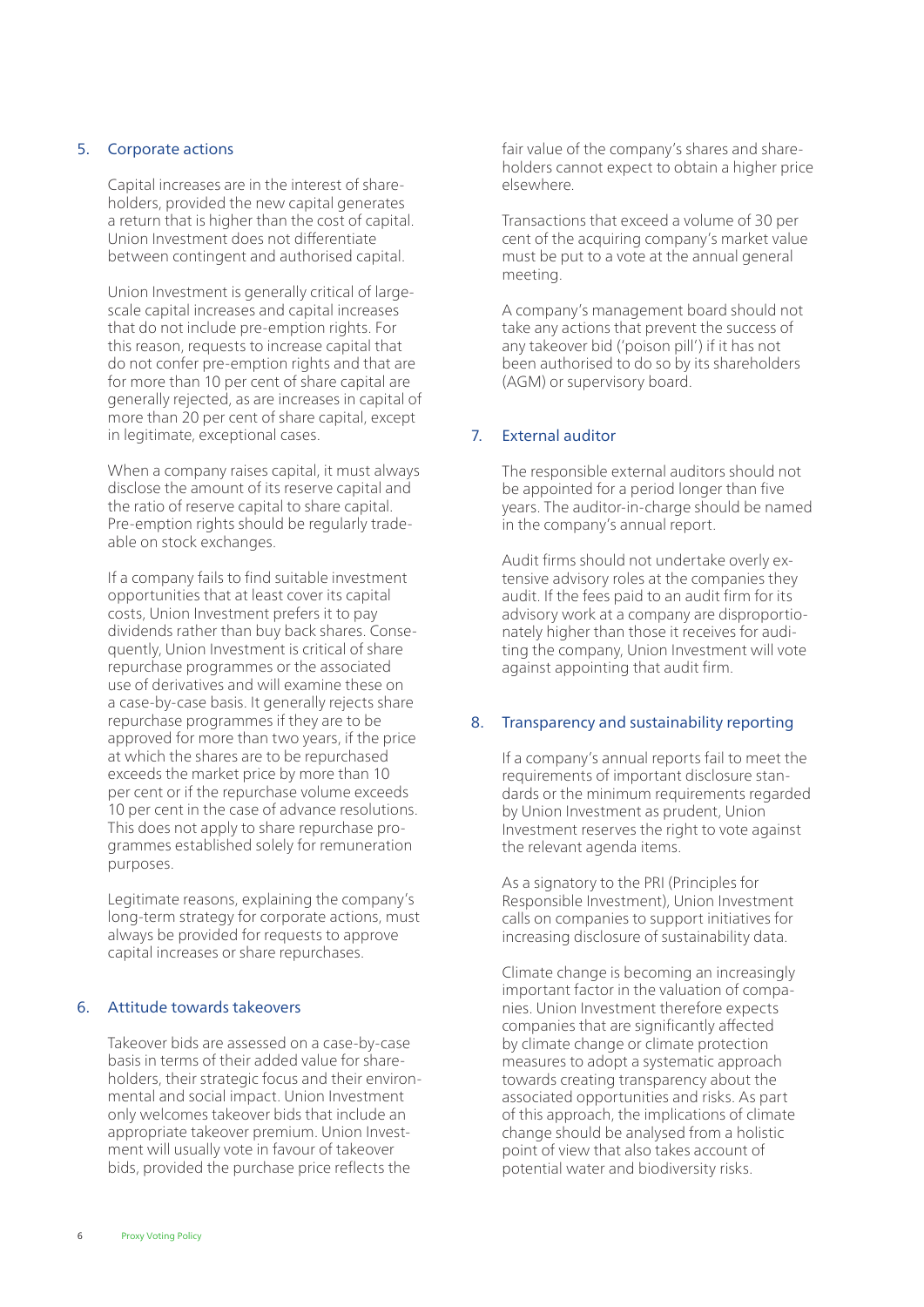## 5. Corporate actions

Capital increases are in the interest of shareholders, provided the new capital generates a return that is higher than the cost of capital. Union Investment does not differentiate between contingent and authorised capital.

Union Investment is generally critical of large-scale capital increases and capital increases that do not include pre-emption rights. For this reason, requests to increase capital that do not confer pre-emption rights and that are for more than 10 per cent of share capital are generally rejected, as are increases in capital of more than 20 per cent of share capital, except in legitimate, exceptional cases.

When a company raises capital, it must always disclose the amount of its reserve capital and the ratio of reserve capital to share capital. Pre-emption rights should be regularly tradeable on stock exchanges.

If a company fails to find suitable investment opportunities that at least cover its capital costs, Union Investment prefers it to pay dividends rather than buy back shares. Consequently, Union Investment is critical of share repurchase programmes or the associated use of derivatives and will examine these on a case-by-case basis. It generally rejects share repurchase programmes if they are to be approved for more than two years, if the price at which the shares are to be repurchased exceeds the market price by more than 10 per cent or if the repurchase volume exceeds 10 per cent in the case of advance resolutions. This does not apply to share repurchase programmes established solely for remuneration purposes.

Legitimate reasons, explaining the company's long-term strategy for corporate actions, must always be provided for requests to approve capital increases or share repurchases.

## 6. Attitude towards takeovers

Takeover bids are assessed on a case-by-case basis in terms of their added value for shareholders, their strategic focus and their environmental and social impact. Union Investment only welcomes takeover bids that include an appropriate takeover premium. Union Investment will usually vote in favour of takeover bids, provided the purchase price reflects the fair value of the company's shares and shareholders cannot expect to obtain a higher price elsewhere.

Transactions that exceed a volume of 30 per cent of the acquiring company's market value must be put to a vote at the annual general meeting.

A company's management board should not take any actions that prevent the success of any takeover bid ('poison pill') if it has not been authorised to do so by its shareholders (AGM) or supervisory board.

## 7. External auditor

The responsible external auditors should not be appointed for a period longer than five years. The auditor-in-charge should be named in the company's annual report.

Audit firms should not undertake overly extensive advisory roles at the companies they audit. If the fees paid to an audit firm for its advisory work at a company are disproportionately higher than those it receives for auditing the company, Union Investment will vote against appointing that audit firm.

## 8. Transparency and sustainability reporting

If a company's annual reports fail to meet the requirements of important disclosure standards or the minimum requirements regarded by Union Investment as prudent, Union Investment reserves the right to vote against the relevant agenda items.

As a signatory to the PRI (Principles for Responsible Investment), Union Investment calls on companies to support initiatives for increasing disclosure of sustainability data.

Climate change is becoming an increasingly important factor in the valuation of companies. Union Investment therefore expects companies that are significantly affected by climate change or climate protection measures to adopt a systematic approach towards creating transparency about the associated opportunities and risks. As part of this approach, the implications of climate change should be analysed from a holistic point of view that also takes account of potential water and biodiversity risks.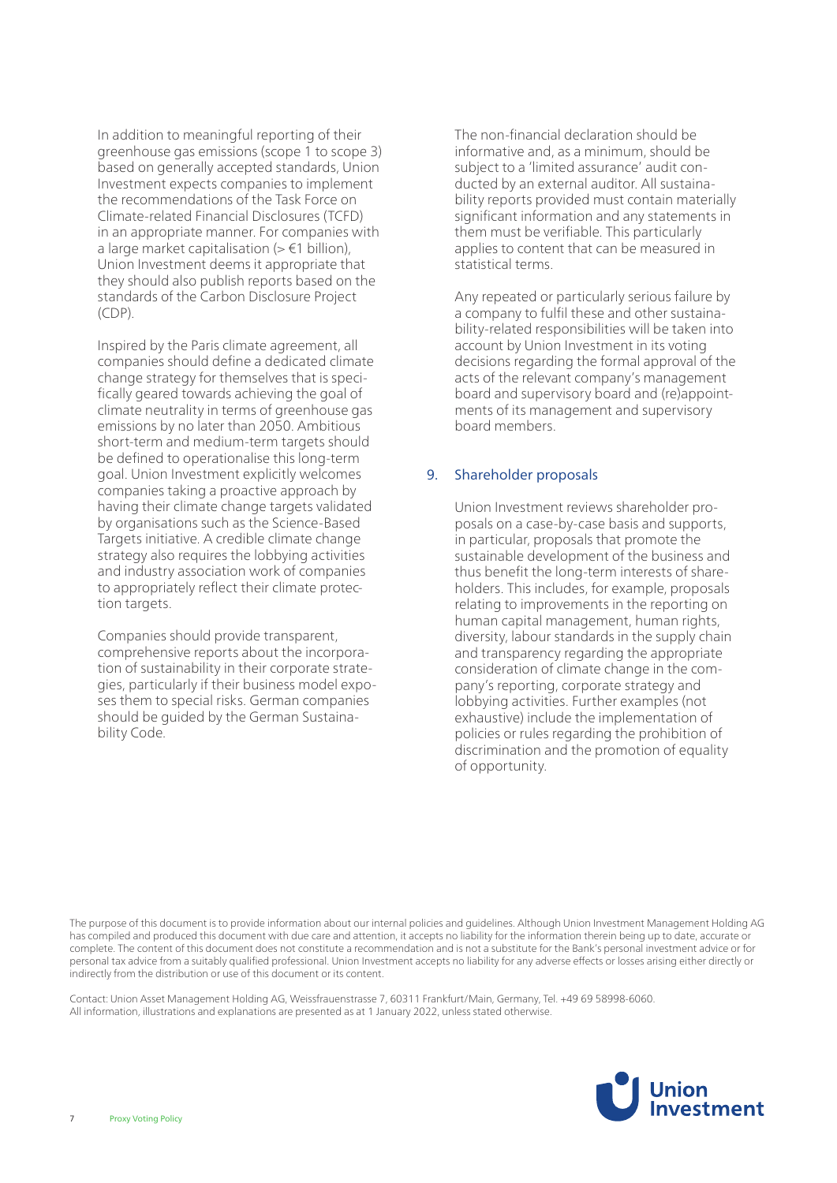In addition to meaningful reporting of their greenhouse gas emissions (scope 1 to scope 3) based on generally accepted standards, Union Investment expects companies to implement the recommendations of the Task Force on Climate-related Financial Disclosures (TCFD) in an appropriate manner. For companies with a large market capitalisation (> €1 billion), Union Investment deems it appropriate that they should also publish reports based on the standards of the Carbon Disclosure Project (CDP).

Inspired by the Paris climate agreement, all companies should define a dedicated climate change strategy for themselves that is specifically geared towards achieving the goal of climate neutrality in terms of greenhouse gas emissions by no later than 2050. Ambitious short-term and medium-term targets should be defined to operationalise this long-term goal. Union Investment explicitly welcomes companies taking a proactive approach by having their climate change targets validated by organisations such as the Science-Based Targets initiative. A credible climate change strategy also requires the lobbying activities and industry association work of companies to appropriately reflect their climate protection targets.

Companies should provide transparent, comprehensive reports about the incorporation of sustainability in their corporate strategies, particularly if their business model exposes them to special risks. German companies should be guided by the German Sustainability Code.

The non-financial declaration should be informative and, as a minimum, should be subject to a 'limited assurance' audit conducted by an external auditor. All sustainability reports provided must contain materially significant information and any statements in them must be verifiable. This particularly applies to content that can be measured in statistical terms.

Any repeated or particularly serious failure by a company to fulfil these and other sustainability-related responsibilities will be taken into account by Union Investment in its voting decisions regarding the formal approval of the acts of the relevant company's management board and supervisory board and (re)appointments of its management and supervisory board members.

## 9. Shareholder proposals

Union Investment reviews shareholder proposals on a case-by-case basis and supports, in particular, proposals that promote the sustainable development of the business and thus benefit the long-term interests of shareholders. This includes, for example, proposals relating to improvements in the reporting on human capital management, human rights, diversity, labour standards in the supply chain and transparency regarding the appropriate consideration of climate change in the company's reporting, corporate strategy and lobbying activities. Further examples (not exhaustive) include the implementation of policies or rules regarding the prohibition of discrimination and the promotion of equality of opportunity.

The purpose of this document is to provide information about our internal policies and guidelines. Although Union Investment Management Holding AG has compiled and produced this document with due care and attention, it accepts no liability for the information therein being up to date, accurate or complete. The content of this document does not constitute a recommendation and is not a substitute for the Bank's personal investment advice or for personal tax advice from a suitably qualified professional. Union Investment accepts no liability for any adverse effects or losses arising either directly or indirectly from the distribution or use of this document or its content.

Contact: Union Asset Management Holding AG, Weissfrauenstrasse 7, 60311 Frankfurt/Main, Germany, Tel. +49 69 58998-6060.
All information, illustrations and explanations are presented as at 1 January 2022, unless stated otherwise.